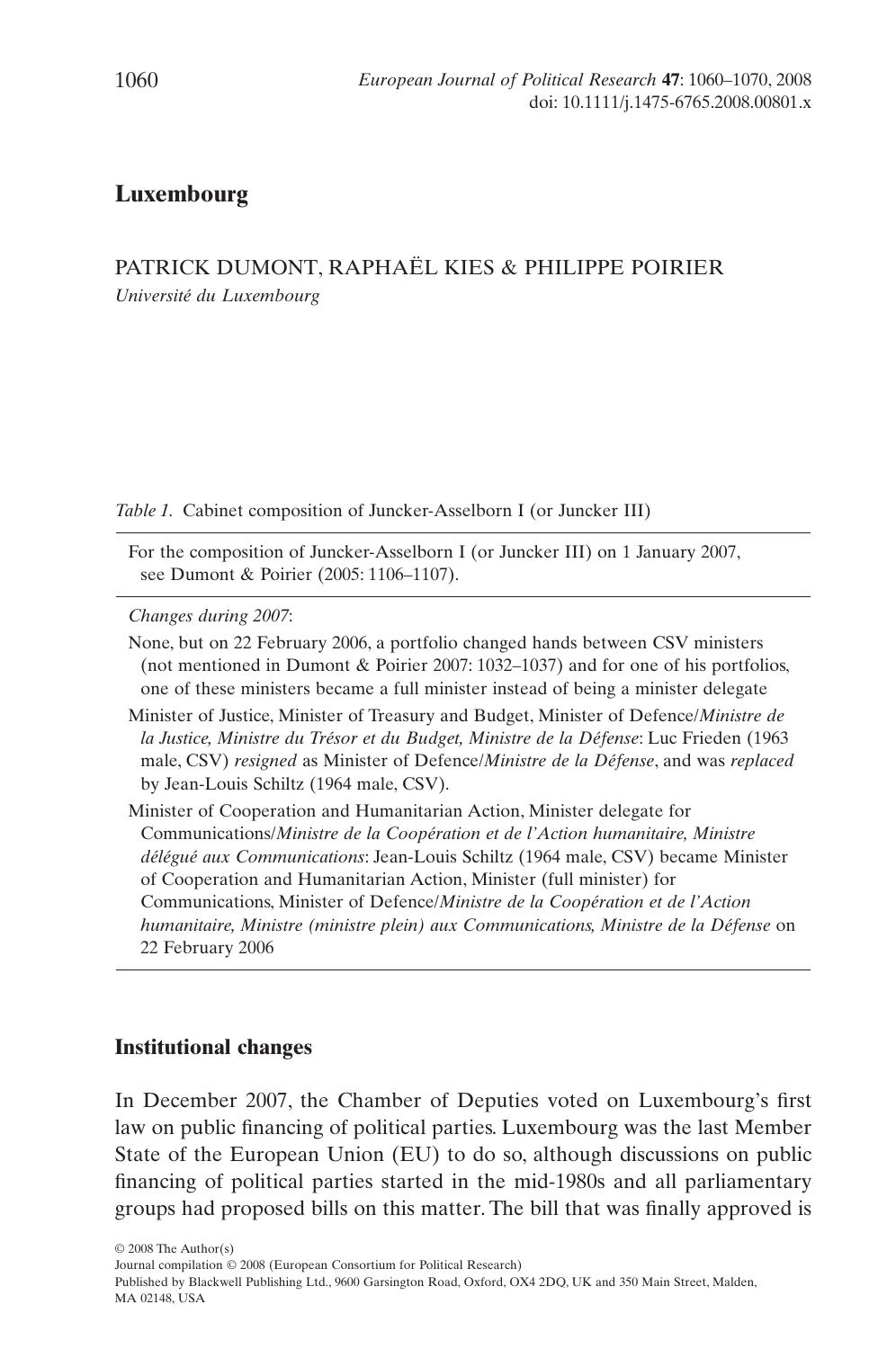# Luxembourg

PATRICK DUMONT, RAPHAËL KIES & PHILIPPE POIRIER
*Université du Luxembourg*

*Table 1.* Cabinet composition of Juncker-Asselborn I (or Juncker III)

For the composition of Juncker-Asselborn I (or Juncker III) on 1 January 2007, see Dumont & Poirier (2005: 1106–1107).

*Changes during 2007*:

None, but on 22 February 2006, a portfolio changed hands between CSV ministers (not mentioned in Dumont & Poirier 2007: 1032–1037) and for one of his portfolios, one of these ministers became a full minister instead of being a minister delegate

Minister of Justice, Minister of Treasury and Budget, Minister of Defence/*Ministre de la Justice, Ministre du Trésor et du Budget, Ministre de la Défense*: Luc Frieden (1963 male, CSV) *resigned* as Minister of Defence/*Ministre de la Défense*, and was *replaced* by Jean-Louis Schiltz (1964 male, CSV).

Minister of Cooperation and Humanitarian Action, Minister delegate for Communications/*Ministre de la Coopération et de l'Action humanitaire, Ministre délégué aux Communications*: Jean-Louis Schiltz (1964 male, CSV) became Minister of Cooperation and Humanitarian Action, Minister (full minister) for Communications, Minister of Defence/*Ministre de la Coopération et de l'Action humanitaire, Ministre (ministre plein) aux Communications, Ministre de la Défense* on 22 February 2006

## Institutional changes

In December 2007, the Chamber of Deputies voted on Luxembourg's first law on public financing of political parties. Luxembourg was the last Member State of the European Union (EU) to do so, although discussions on public financing of political parties started in the mid-1980s and all parliamentary groups had proposed bills on this matter. The bill that was finally approved is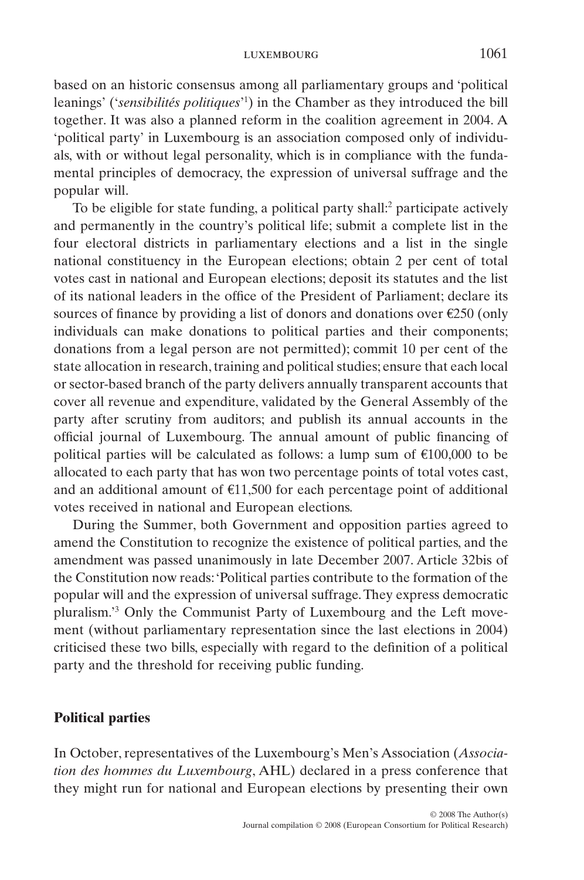based on an historic consensus among all parliamentary groups and 'political leanings' ('*sensibilités politiques*'[1]) in the Chamber as they introduced the bill together. It was also a planned reform in the coalition agreement in 2004. A 'political party' in Luxembourg is an association composed only of individuals, with or without legal personality, which is in compliance with the fundamental principles of democracy, the expression of universal suffrage and the popular will.

To be eligible for state funding, a political party shall:[2] participate actively and permanently in the country's political life; submit a complete list in the four electoral districts in parliamentary elections and a list in the single national constituency in the European elections; obtain 2 per cent of total votes cast in national and European elections; deposit its statutes and the list of its national leaders in the office of the President of Parliament; declare its sources of finance by providing a list of donors and donations over €250 (only individuals can make donations to political parties and their components; donations from a legal person are not permitted); commit 10 per cent of the state allocation in research, training and political studies; ensure that each local or sector-based branch of the party delivers annually transparent accounts that cover all revenue and expenditure, validated by the General Assembly of the party after scrutiny from auditors; and publish its annual accounts in the official journal of Luxembourg. The annual amount of public financing of political parties will be calculated as follows: a lump sum of €100,000 to be allocated to each party that has won two percentage points of total votes cast, and an additional amount of €11,500 for each percentage point of additional votes received in national and European elections.

During the Summer, both Government and opposition parties agreed to amend the Constitution to recognize the existence of political parties, and the amendment was passed unanimously in late December 2007. Article 32bis of the Constitution now reads: 'Political parties contribute to the formation of the popular will and the expression of universal suffrage. They express democratic pluralism.'[3] Only the Communist Party of Luxembourg and the Left movement (without parliamentary representation since the last elections in 2004) criticised these two bills, especially with regard to the definition of a political party and the threshold for receiving public funding.

## Political parties

In October, representatives of the Luxembourg's Men's Association (*Association des hommes du Luxembourg*, AHL) declared in a press conference that they might run for national and European elections by presenting their own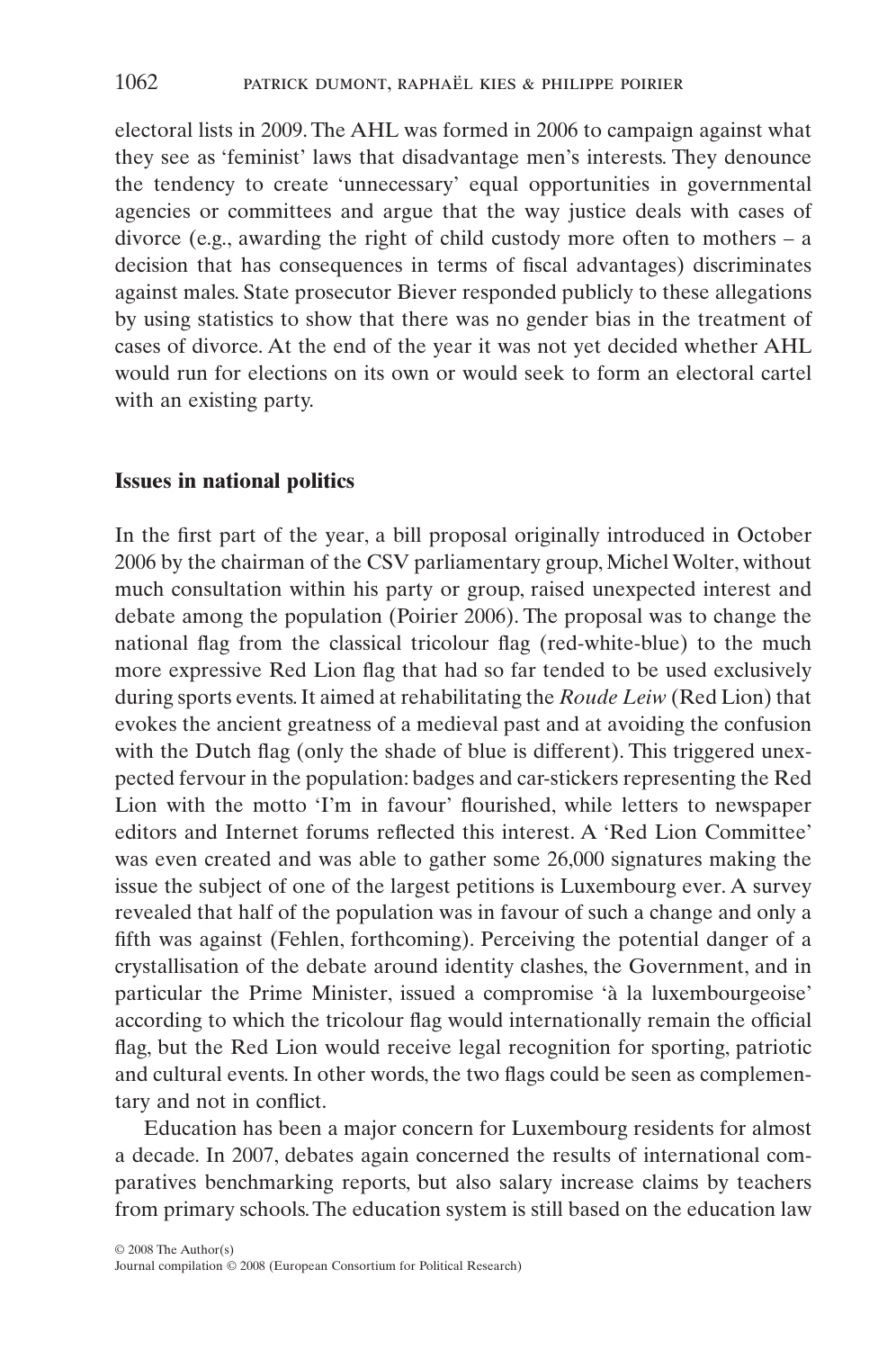electoral lists in 2009. The AHL was formed in 2006 to campaign against what they see as 'feminist' laws that disadvantage men's interests. They denounce the tendency to create 'unnecessary' equal opportunities in governmental agencies or committees and argue that the way justice deals with cases of divorce (e.g., awarding the right of child custody more often to mothers – a decision that has consequences in terms of fiscal advantages) discriminates against males. State prosecutor Biever responded publicly to these allegations by using statistics to show that there was no gender bias in the treatment of cases of divorce. At the end of the year it was not yet decided whether AHL would run for elections on its own or would seek to form an electoral cartel with an existing party.

## Issues in national politics

In the first part of the year, a bill proposal originally introduced in October 2006 by the chairman of the CSV parliamentary group, Michel Wolter, without much consultation within his party or group, raised unexpected interest and debate among the population (Poirier 2006). The proposal was to change the national flag from the classical tricolour flag (red-white-blue) to the much more expressive Red Lion flag that had so far tended to be used exclusively during sports events. It aimed at rehabilitating the *Roude Leiw* (Red Lion) that evokes the ancient greatness of a medieval past and at avoiding the confusion with the Dutch flag (only the shade of blue is different). This triggered unexpected fervour in the population: badges and car-stickers representing the Red Lion with the motto 'I'm in favour' flourished, while letters to newspaper editors and Internet forums reflected this interest. A 'Red Lion Committee' was even created and was able to gather some 26,000 signatures making the issue the subject of one of the largest petitions is Luxembourg ever. A survey revealed that half of the population was in favour of such a change and only a fifth was against (Fehlen, forthcoming). Perceiving the potential danger of a crystallisation of the debate around identity clashes, the Government, and in particular the Prime Minister, issued a compromise 'à la luxembourgeoise' according to which the tricolour flag would internationally remain the official flag, but the Red Lion would receive legal recognition for sporting, patriotic and cultural events. In other words, the two flags could be seen as complementary and not in conflict.

Education has been a major concern for Luxembourg residents for almost a decade. In 2007, debates again concerned the results of international comparatives benchmarking reports, but also salary increase claims by teachers from primary schools. The education system is still based on the education law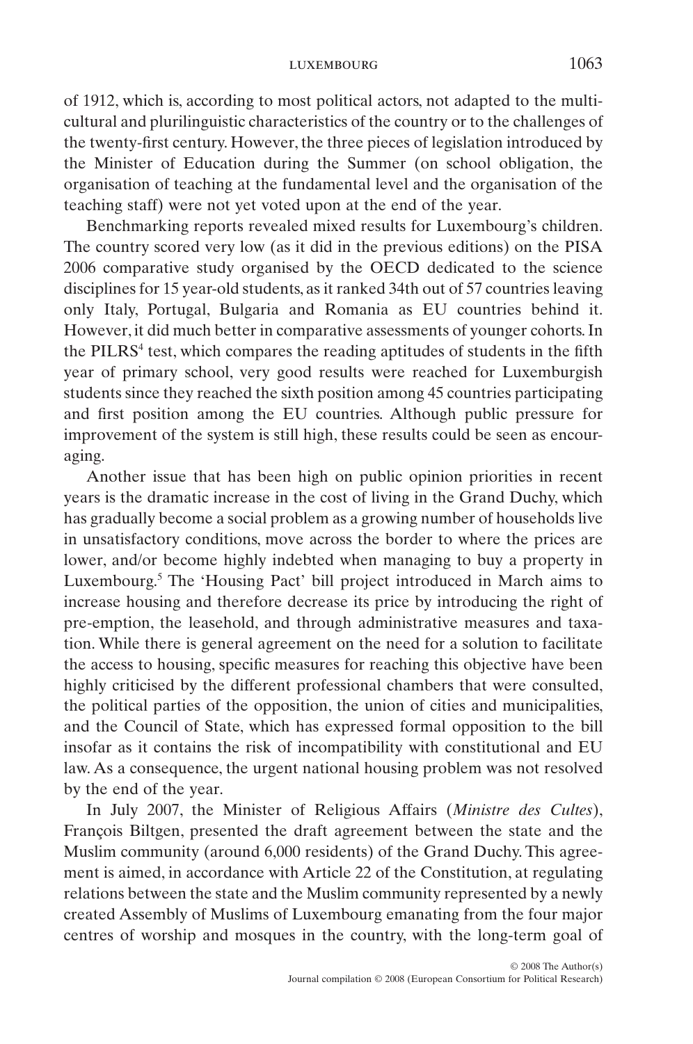of 1912, which is, according to most political actors, not adapted to the multicultural and plurilinguistic characteristics of the country or to the challenges of the twenty-first century. However, the three pieces of legislation introduced by the Minister of Education during the Summer (on school obligation, the organisation of teaching at the fundamental level and the organisation of the teaching staff) were not yet voted upon at the end of the year.

Benchmarking reports revealed mixed results for Luxembourg's children. The country scored very low (as it did in the previous editions) on the PISA 2006 comparative study organised by the OECD dedicated to the science disciplines for 15 year-old students, as it ranked 34th out of 57 countries leaving only Italy, Portugal, Bulgaria and Romania as EU countries behind it. However, it did much better in comparative assessments of younger cohorts. In the PILRS[4] test, which compares the reading aptitudes of students in the fifth year of primary school, very good results were reached for Luxemburgish students since they reached the sixth position among 45 countries participating and first position among the EU countries. Although public pressure for improvement of the system is still high, these results could be seen as encouraging.

Another issue that has been high on public opinion priorities in recent years is the dramatic increase in the cost of living in the Grand Duchy, which has gradually become a social problem as a growing number of households live in unsatisfactory conditions, move across the border to where the prices are lower, and/or become highly indebted when managing to buy a property in Luxembourg.[5] The 'Housing Pact' bill project introduced in March aims to increase housing and therefore decrease its price by introducing the right of pre-emption, the leasehold, and through administrative measures and taxation. While there is general agreement on the need for a solution to facilitate the access to housing, specific measures for reaching this objective have been highly criticised by the different professional chambers that were consulted, the political parties of the opposition, the union of cities and municipalities, and the Council of State, which has expressed formal opposition to the bill insofar as it contains the risk of incompatibility with constitutional and EU law. As a consequence, the urgent national housing problem was not resolved by the end of the year.

In July 2007, the Minister of Religious Affairs (*Ministre des Cultes*), François Biltgen, presented the draft agreement between the state and the Muslim community (around 6,000 residents) of the Grand Duchy. This agreement is aimed, in accordance with Article 22 of the Constitution, at regulating relations between the state and the Muslim community represented by a newly created Assembly of Muslims of Luxembourg emanating from the four major centres of worship and mosques in the country, with the long-term goal of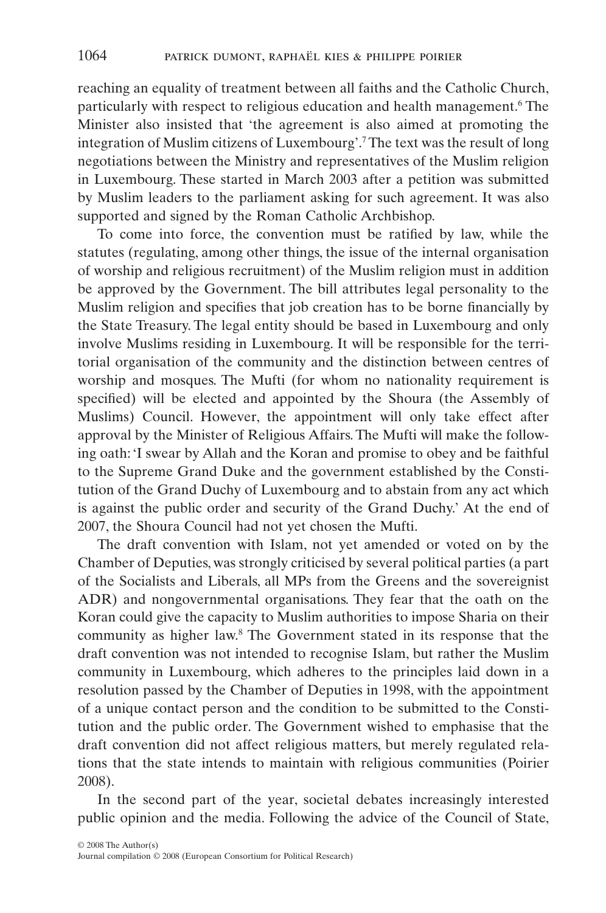reaching an equality of treatment between all faiths and the Catholic Church, particularly with respect to religious education and health management.[6] The Minister also insisted that 'the agreement is also aimed at promoting the integration of Muslim citizens of Luxembourg'.[7] The text was the result of long negotiations between the Ministry and representatives of the Muslim religion in Luxembourg. These started in March 2003 after a petition was submitted by Muslim leaders to the parliament asking for such agreement. It was also supported and signed by the Roman Catholic Archbishop.

To come into force, the convention must be ratified by law, while the statutes (regulating, among other things, the issue of the internal organisation of worship and religious recruitment) of the Muslim religion must in addition be approved by the Government. The bill attributes legal personality to the Muslim religion and specifies that job creation has to be borne financially by the State Treasury. The legal entity should be based in Luxembourg and only involve Muslims residing in Luxembourg. It will be responsible for the territorial organisation of the community and the distinction between centres of worship and mosques. The Mufti (for whom no nationality requirement is specified) will be elected and appointed by the Shoura (the Assembly of Muslims) Council. However, the appointment will only take effect after approval by the Minister of Religious Affairs. The Mufti will make the following oath: 'I swear by Allah and the Koran and promise to obey and be faithful to the Supreme Grand Duke and the government established by the Constitution of the Grand Duchy of Luxembourg and to abstain from any act which is against the public order and security of the Grand Duchy.' At the end of 2007, the Shoura Council had not yet chosen the Mufti.

The draft convention with Islam, not yet amended or voted on by the Chamber of Deputies, was strongly criticised by several political parties (a part of the Socialists and Liberals, all MPs from the Greens and the sovereignist ADR) and nongovernmental organisations. They fear that the oath on the Koran could give the capacity to Muslim authorities to impose Sharia on their community as higher law.[8] The Government stated in its response that the draft convention was not intended to recognise Islam, but rather the Muslim community in Luxembourg, which adheres to the principles laid down in a resolution passed by the Chamber of Deputies in 1998, with the appointment of a unique contact person and the condition to be submitted to the Constitution and the public order. The Government wished to emphasise that the draft convention did not affect religious matters, but merely regulated relations that the state intends to maintain with religious communities (Poirier 2008).

In the second part of the year, societal debates increasingly interested public opinion and the media. Following the advice of the Council of State,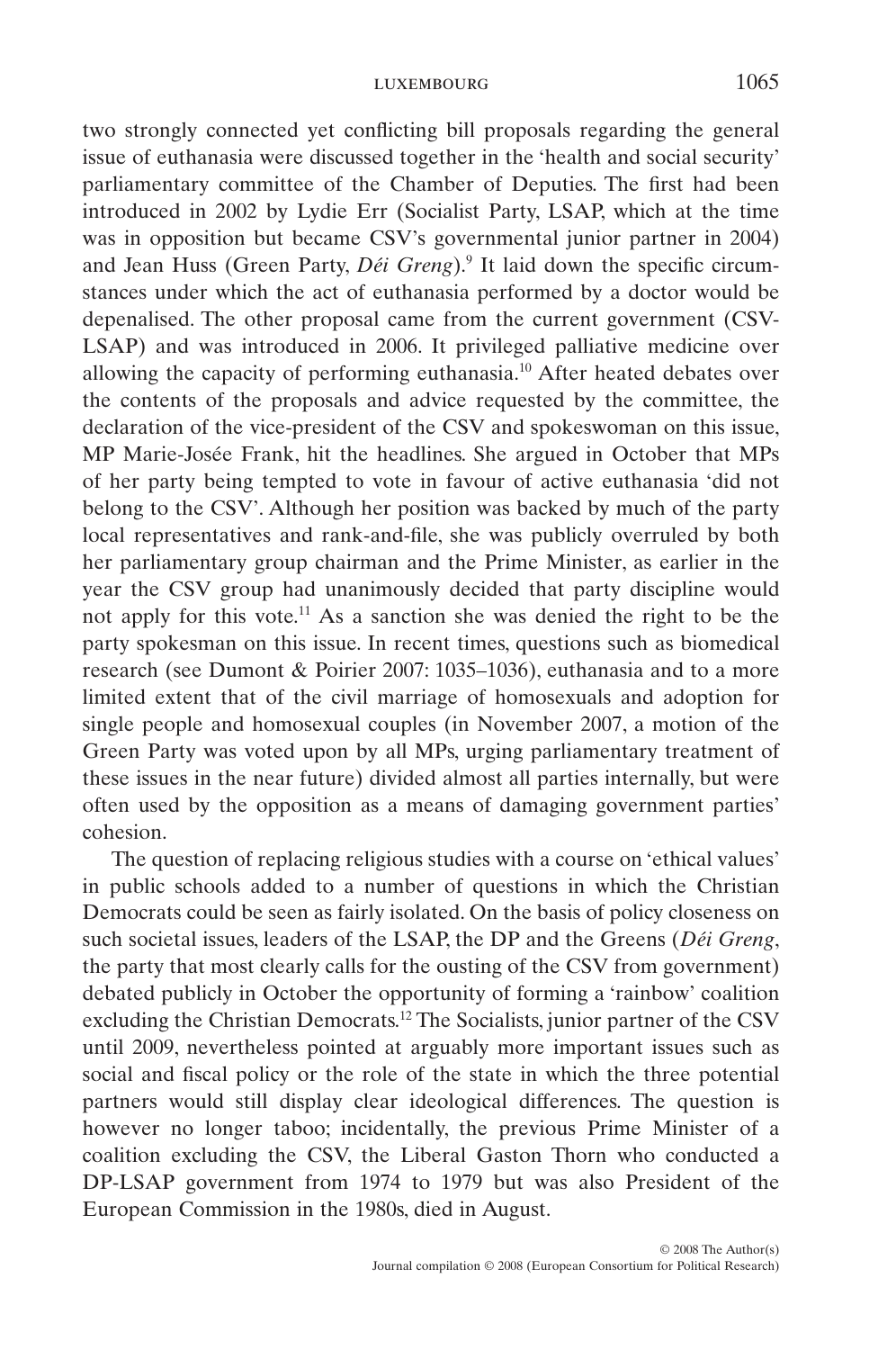two strongly connected yet conflicting bill proposals regarding the general issue of euthanasia were discussed together in the 'health and social security' parliamentary committee of the Chamber of Deputies. The first had been introduced in 2002 by Lydie Err (Socialist Party, LSAP, which at the time was in opposition but became CSV's governmental junior partner in 2004) and Jean Huss (Green Party, *Déi Greng*).[9] It laid down the specific circumstances under which the act of euthanasia performed by a doctor would be depenalised. The other proposal came from the current government (CSV-LSAP) and was introduced in 2006. It privileged palliative medicine over allowing the capacity of performing euthanasia.[10] After heated debates over the contents of the proposals and advice requested by the committee, the declaration of the vice-president of the CSV and spokeswoman on this issue, MP Marie-Josée Frank, hit the headlines. She argued in October that MPs of her party being tempted to vote in favour of active euthanasia 'did not belong to the CSV'. Although her position was backed by much of the party local representatives and rank-and-file, she was publicly overruled by both her parliamentary group chairman and the Prime Minister, as earlier in the year the CSV group had unanimously decided that party discipline would not apply for this vote.[11] As a sanction she was denied the right to be the party spokesman on this issue. In recent times, questions such as biomedical research (see Dumont & Poirier 2007: 1035–1036), euthanasia and to a more limited extent that of the civil marriage of homosexuals and adoption for single people and homosexual couples (in November 2007, a motion of the Green Party was voted upon by all MPs, urging parliamentary treatment of these issues in the near future) divided almost all parties internally, but were often used by the opposition as a means of damaging government parties' cohesion.

The question of replacing religious studies with a course on 'ethical values' in public schools added to a number of questions in which the Christian Democrats could be seen as fairly isolated. On the basis of policy closeness on such societal issues, leaders of the LSAP, the DP and the Greens (*Déi Greng*, the party that most clearly calls for the ousting of the CSV from government) debated publicly in October the opportunity of forming a 'rainbow' coalition excluding the Christian Democrats.[12] The Socialists, junior partner of the CSV until 2009, nevertheless pointed at arguably more important issues such as social and fiscal policy or the role of the state in which the three potential partners would still display clear ideological differences. The question is however no longer taboo; incidentally, the previous Prime Minister of a coalition excluding the CSV, the Liberal Gaston Thorn who conducted a DP-LSAP government from 1974 to 1979 but was also President of the European Commission in the 1980s, died in August.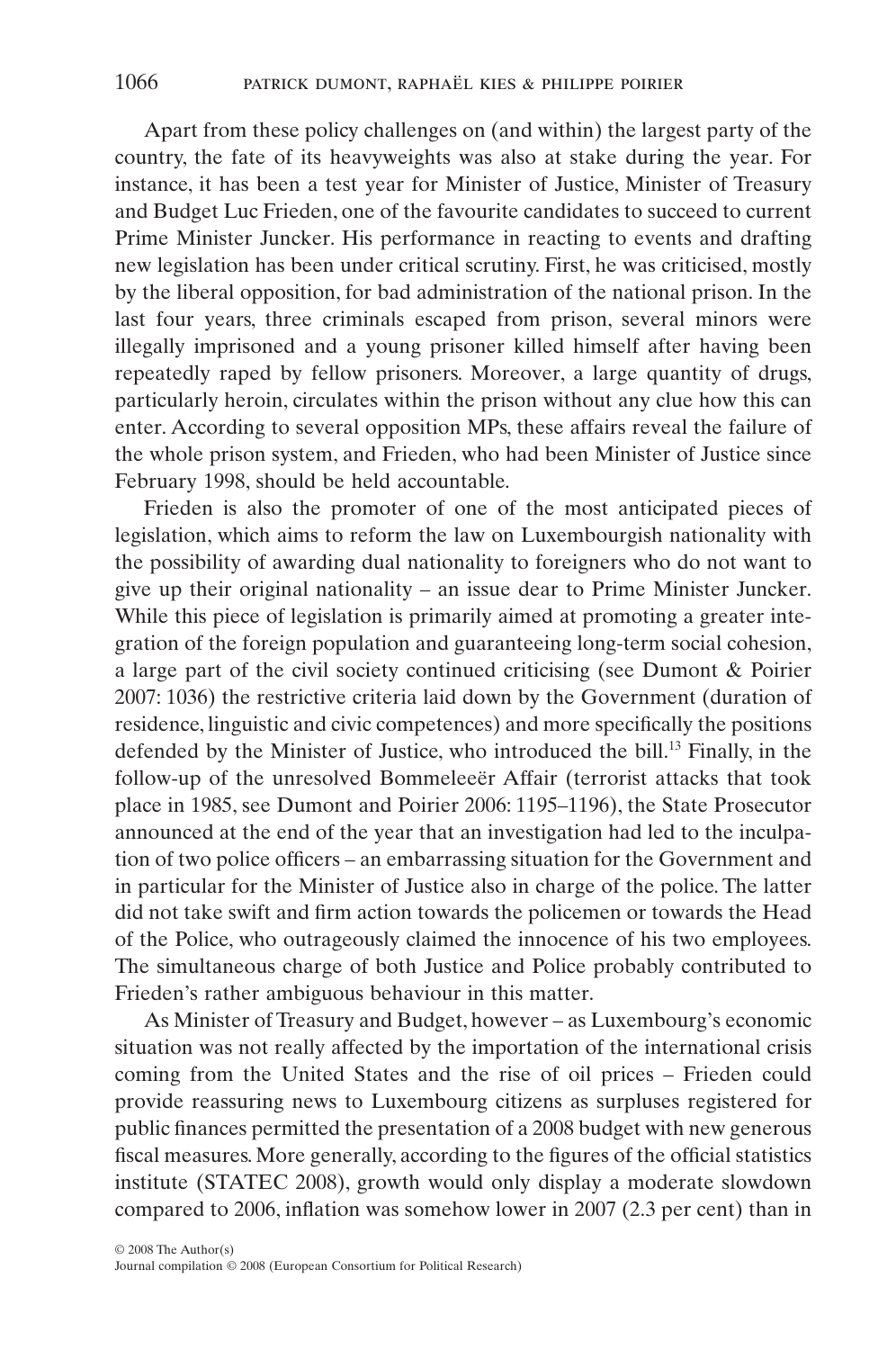Apart from these policy challenges on (and within) the largest party of the country, the fate of its heavyweights was also at stake during the year. For instance, it has been a test year for Minister of Justice, Minister of Treasury and Budget Luc Frieden, one of the favourite candidates to succeed to current Prime Minister Juncker. His performance in reacting to events and drafting new legislation has been under critical scrutiny. First, he was criticised, mostly by the liberal opposition, for bad administration of the national prison. In the last four years, three criminals escaped from prison, several minors were illegally imprisoned and a young prisoner killed himself after having been repeatedly raped by fellow prisoners. Moreover, a large quantity of drugs, particularly heroin, circulates within the prison without any clue how this can enter. According to several opposition MPs, these affairs reveal the failure of the whole prison system, and Frieden, who had been Minister of Justice since February 1998, should be held accountable.

Frieden is also the promoter of one of the most anticipated pieces of legislation, which aims to reform the law on Luxembourgish nationality with the possibility of awarding dual nationality to foreigners who do not want to give up their original nationality – an issue dear to Prime Minister Juncker. While this piece of legislation is primarily aimed at promoting a greater integration of the foreign population and guaranteeing long-term social cohesion, a large part of the civil society continued criticising (see Dumont & Poirier 2007: 1036) the restrictive criteria laid down by the Government (duration of residence, linguistic and civic competences) and more specifically the positions defended by the Minister of Justice, who introduced the bill.[13] Finally, in the follow-up of the unresolved Bommeleeër Affair (terrorist attacks that took place in 1985, see Dumont and Poirier 2006: 1195–1196), the State Prosecutor announced at the end of the year that an investigation had led to the inculpation of two police officers – an embarrassing situation for the Government and in particular for the Minister of Justice also in charge of the police. The latter did not take swift and firm action towards the policemen or towards the Head of the Police, who outrageously claimed the innocence of his two employees. The simultaneous charge of both Justice and Police probably contributed to Frieden's rather ambiguous behaviour in this matter.

As Minister of Treasury and Budget, however – as Luxembourg's economic situation was not really affected by the importation of the international crisis coming from the United States and the rise of oil prices – Frieden could provide reassuring news to Luxembourg citizens as surpluses registered for public finances permitted the presentation of a 2008 budget with new generous fiscal measures. More generally, according to the figures of the official statistics institute (STATEC 2008), growth would only display a moderate slowdown compared to 2006, inflation was somehow lower in 2007 (2.3 per cent) than in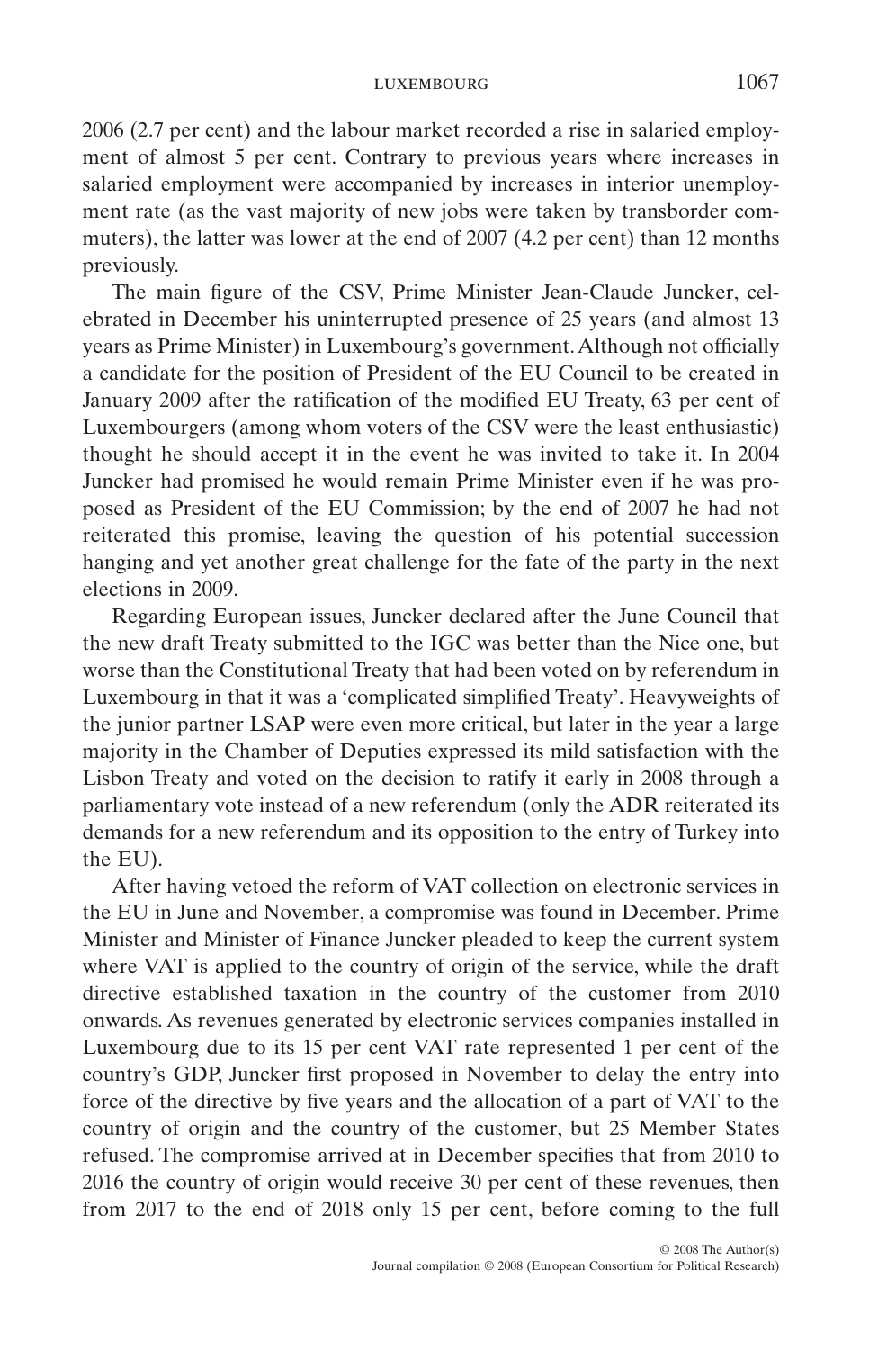2006 (2.7 per cent) and the labour market recorded a rise in salaried employment of almost 5 per cent. Contrary to previous years where increases in salaried employment were accompanied by increases in interior unemployment rate (as the vast majority of new jobs were taken by transborder commuters), the latter was lower at the end of 2007 (4.2 per cent) than 12 months previously.

The main figure of the CSV, Prime Minister Jean-Claude Juncker, celebrated in December his uninterrupted presence of 25 years (and almost 13 years as Prime Minister) in Luxembourg's government. Although not officially a candidate for the position of President of the EU Council to be created in January 2009 after the ratification of the modified EU Treaty, 63 per cent of Luxembourgers (among whom voters of the CSV were the least enthusiastic) thought he should accept it in the event he was invited to take it. In 2004 Juncker had promised he would remain Prime Minister even if he was proposed as President of the EU Commission; by the end of 2007 he had not reiterated this promise, leaving the question of his potential succession hanging and yet another great challenge for the fate of the party in the next elections in 2009.

Regarding European issues, Juncker declared after the June Council that the new draft Treaty submitted to the IGC was better than the Nice one, but worse than the Constitutional Treaty that had been voted on by referendum in Luxembourg in that it was a 'complicated simplified Treaty'. Heavyweights of the junior partner LSAP were even more critical, but later in the year a large majority in the Chamber of Deputies expressed its mild satisfaction with the Lisbon Treaty and voted on the decision to ratify it early in 2008 through a parliamentary vote instead of a new referendum (only the ADR reiterated its demands for a new referendum and its opposition to the entry of Turkey into the EU).

After having vetoed the reform of VAT collection on electronic services in the EU in June and November, a compromise was found in December. Prime Minister and Minister of Finance Juncker pleaded to keep the current system where VAT is applied to the country of origin of the service, while the draft directive established taxation in the country of the customer from 2010 onwards. As revenues generated by electronic services companies installed in Luxembourg due to its 15 per cent VAT rate represented 1 per cent of the country's GDP, Juncker first proposed in November to delay the entry into force of the directive by five years and the allocation of a part of VAT to the country of origin and the country of the customer, but 25 Member States refused. The compromise arrived at in December specifies that from 2010 to 2016 the country of origin would receive 30 per cent of these revenues, then from 2017 to the end of 2018 only 15 per cent, before coming to the full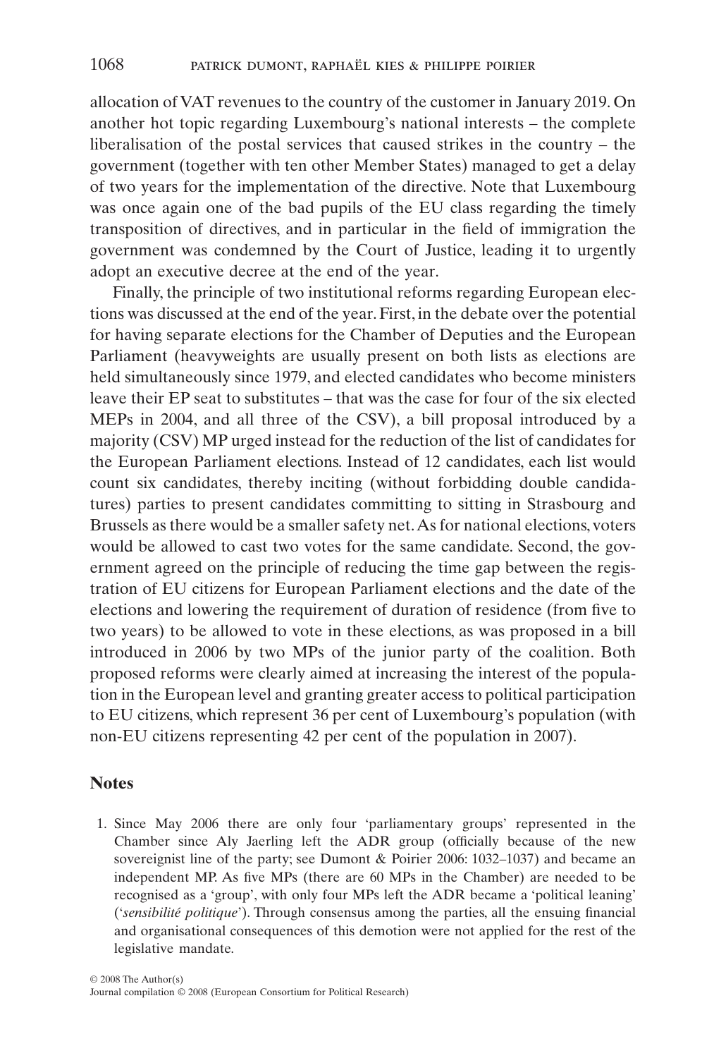allocation of VAT revenues to the country of the customer in January 2019. On another hot topic regarding Luxembourg's national interests – the complete liberalisation of the postal services that caused strikes in the country – the government (together with ten other Member States) managed to get a delay of two years for the implementation of the directive. Note that Luxembourg was once again one of the bad pupils of the EU class regarding the timely transposition of directives, and in particular in the field of immigration the government was condemned by the Court of Justice, leading it to urgently adopt an executive decree at the end of the year.

Finally, the principle of two institutional reforms regarding European elections was discussed at the end of the year. First, in the debate over the potential for having separate elections for the Chamber of Deputies and the European Parliament (heavyweights are usually present on both lists as elections are held simultaneously since 1979, and elected candidates who become ministers leave their EP seat to substitutes – that was the case for four of the six elected MEPs in 2004, and all three of the CSV), a bill proposal introduced by a majority (CSV) MP urged instead for the reduction of the list of candidates for the European Parliament elections. Instead of 12 candidates, each list would count six candidates, thereby inciting (without forbidding double candidatures) parties to present candidates committing to sitting in Strasbourg and Brussels as there would be a smaller safety net. As for national elections, voters would be allowed to cast two votes for the same candidate. Second, the government agreed on the principle of reducing the time gap between the registration of EU citizens for European Parliament elections and the date of the elections and lowering the requirement of duration of residence (from five to two years) to be allowed to vote in these elections, as was proposed in a bill introduced in 2006 by two MPs of the junior party of the coalition. Both proposed reforms were clearly aimed at increasing the interest of the population in the European level and granting greater access to political participation to EU citizens, which represent 36 per cent of Luxembourg's population (with non-EU citizens representing 42 per cent of the population in 2007).

## Notes

1. Since May 2006 there are only four 'parliamentary groups' represented in the Chamber since Aly Jaerling left the ADR group (officially because of the new sovereignist line of the party; see Dumont & Poirier 2006: 1032–1037) and became an independent MP. As five MPs (there are 60 MPs in the Chamber) are needed to be recognised as a 'group', with only four MPs left the ADR became a 'political leaning' ('*sensibilité politique*'). Through consensus among the parties, all the ensuing financial and organisational consequences of this demotion were not applied for the rest of the legislative mandate.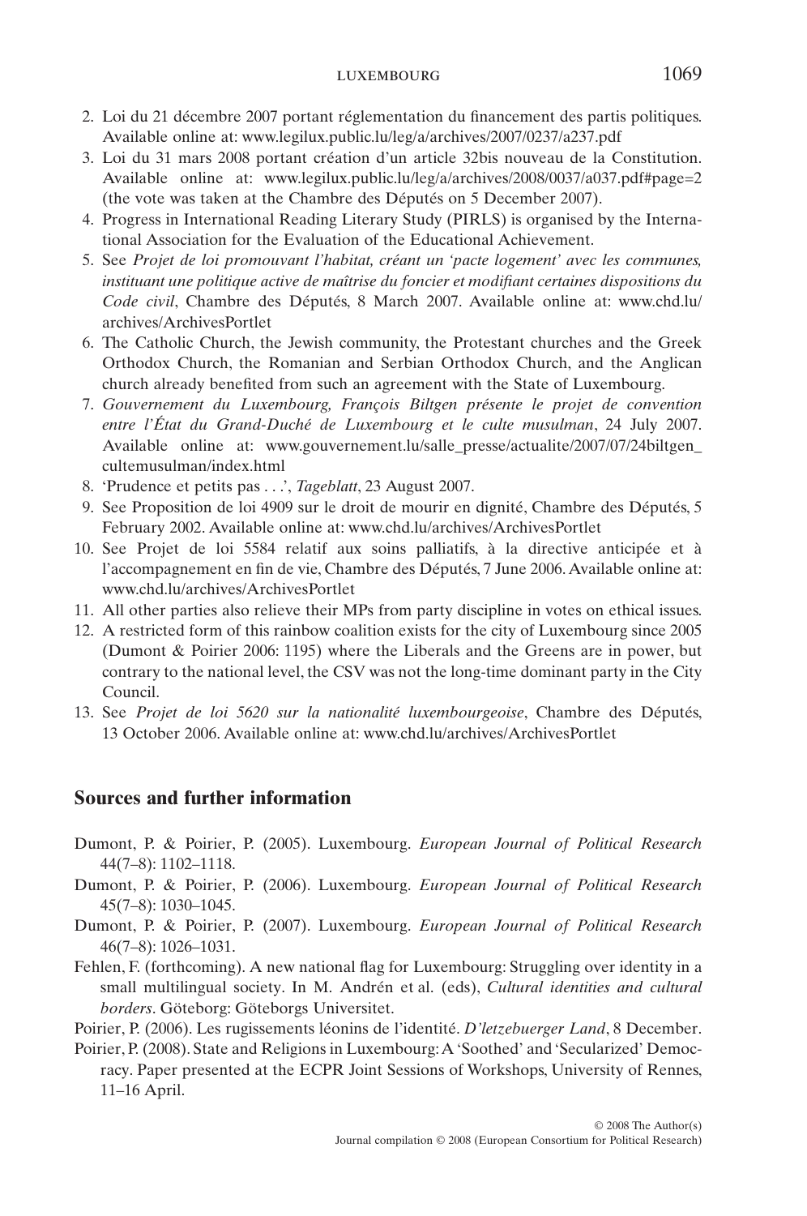2. Loi du 21 décembre 2007 portant réglementation du financement des partis politiques. Available online at: www.legilux.public.lu/leg/a/archives/2007/0237/a237.pdf
3. Loi du 31 mars 2008 portant création d'un article 32bis nouveau de la Constitution. Available online at: www.legilux.public.lu/leg/a/archives/2008/0037/a037.pdf#page=2 (the vote was taken at the Chambre des Députés on 5 December 2007).
4. Progress in International Reading Literary Study (PIRLS) is organised by the International Association for the Evaluation of the Educational Achievement.
5. See *Projet de loi promouvant l'habitat, créant un 'pacte logement' avec les communes, instituant une politique active de maîtrise du foncier et modifiant certaines dispositions du Code civil*, Chambre des Députés, 8 March 2007. Available online at: www.chd.lu/archives/ArchivesPortlet
6. The Catholic Church, the Jewish community, the Protestant churches and the Greek Orthodox Church, the Romanian and Serbian Orthodox Church, and the Anglican church already benefited from such an agreement with the State of Luxembourg.
7. *Gouvernement du Luxembourg, François Biltgen présente le projet de convention entre l'État du Grand-Duché de Luxembourg et le culte musulman*, 24 July 2007. Available online at: www.gouvernement.lu/salle_presse/actualite/2007/07/24biltgen_cultemusulman/index.html
8. 'Prudence et petits pas . . .', *Tageblatt*, 23 August 2007.
9. See Proposition de loi 4909 sur le droit de mourir en dignité, Chambre des Députés, 5 February 2002. Available online at: www.chd.lu/archives/ArchivesPortlet
10. See Projet de loi 5584 relatif aux soins palliatifs, à la directive anticipée et à l'accompagnement en fin de vie, Chambre des Députés, 7 June 2006. Available online at: www.chd.lu/archives/ArchivesPortlet
11. All other parties also relieve their MPs from party discipline in votes on ethical issues.
12. A restricted form of this rainbow coalition exists for the city of Luxembourg since 2005 (Dumont & Poirier 2006: 1195) where the Liberals and the Greens are in power, but contrary to the national level, the CSV was not the long-time dominant party in the City Council.
13. See *Projet de loi 5620 sur la nationalité luxembourgeoise*, Chambre des Députés, 13 October 2006. Available online at: www.chd.lu/archives/ArchivesPortlet

## Sources and further information

Dumont, P. & Poirier, P. (2005). Luxembourg. *European Journal of Political Research* 44(7–8): 1102–1118.

Dumont, P. & Poirier, P. (2006). Luxembourg. *European Journal of Political Research* 45(7–8): 1030–1045.

Dumont, P. & Poirier, P. (2007). Luxembourg. *European Journal of Political Research* 46(7–8): 1026–1031.

Fehlen, F. (forthcoming). A new national flag for Luxembourg: Struggling over identity in a small multilingual society. In M. Andrén et al. (eds), *Cultural identities and cultural borders*. Göteborg: Göteborgs Universitet.

Poirier, P. (2006). Les rugissements léonins de l'identité. *D'letzebuerger Land*, 8 December.

Poirier, P. (2008). State and Religions in Luxembourg: A 'Soothed' and 'Secularized' Democracy. Paper presented at the ECPR Joint Sessions of Workshops, University of Rennes, 11–16 April.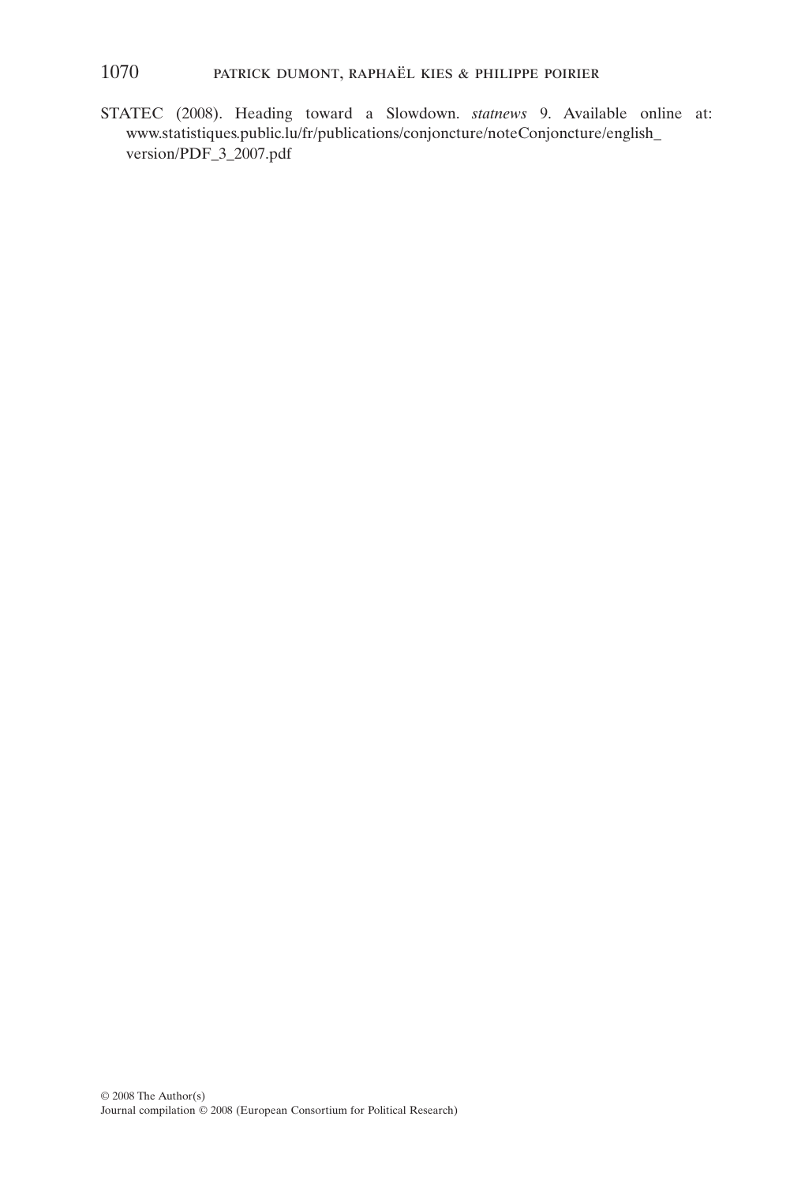STATEC (2008). Heading toward a Slowdown. *statnews* 9. Available online at: www.statistiques.public.lu/fr/publications/conjoncture/noteConjoncture/english_version/PDF_3_2007.pdf